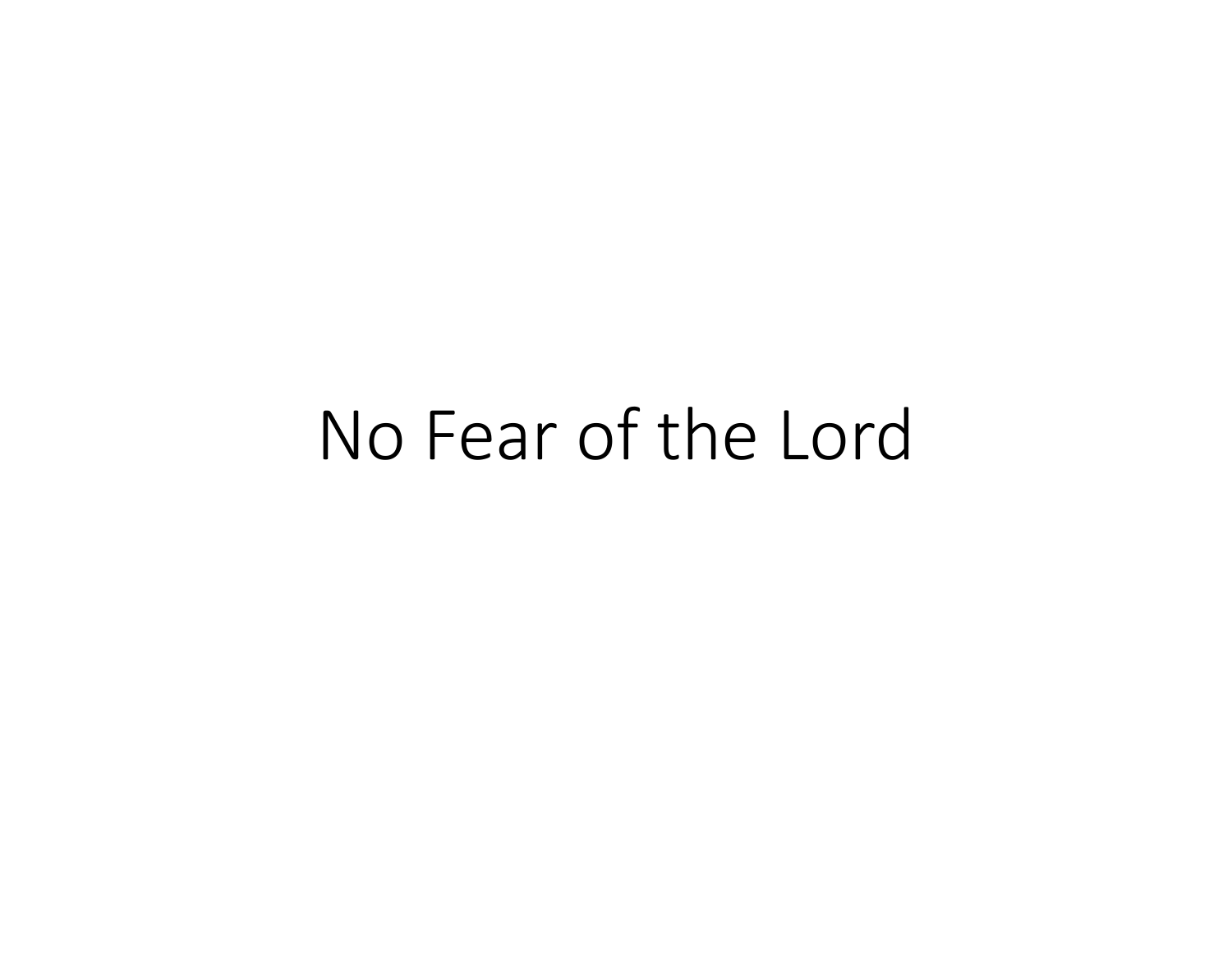# No Fear of the Lord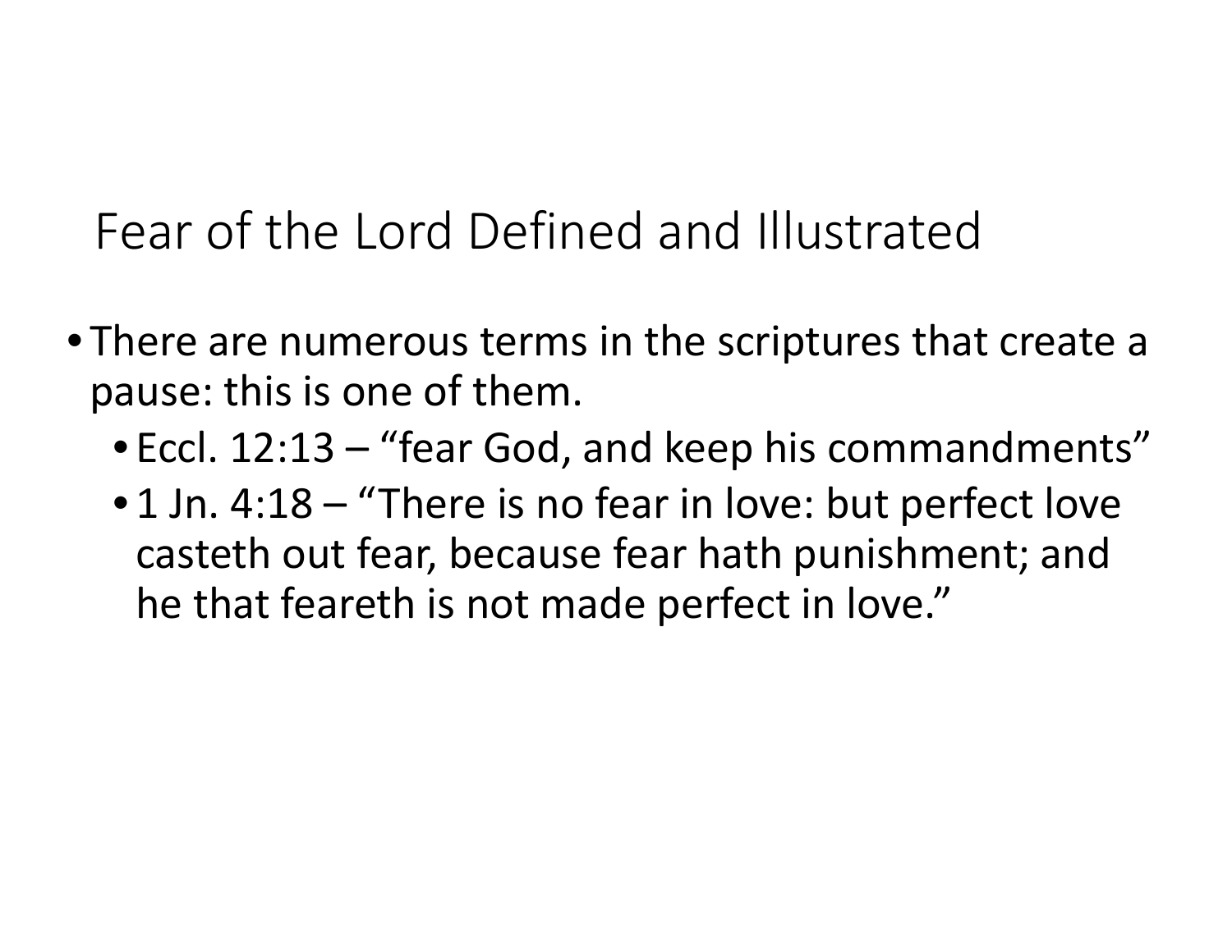# Fear of the Lord Defined and Illustrated

- There are numerous terms in the scriptures that create a pause: this is one of them.
  - Eccl. 12:13 – “fear God, and keep his commandments”
  - 1 Jn. 4:18 – “There is no fear in love: but perfect love casteth out fear, because fear hath punishment; and he that feareth is not made perfect in love.”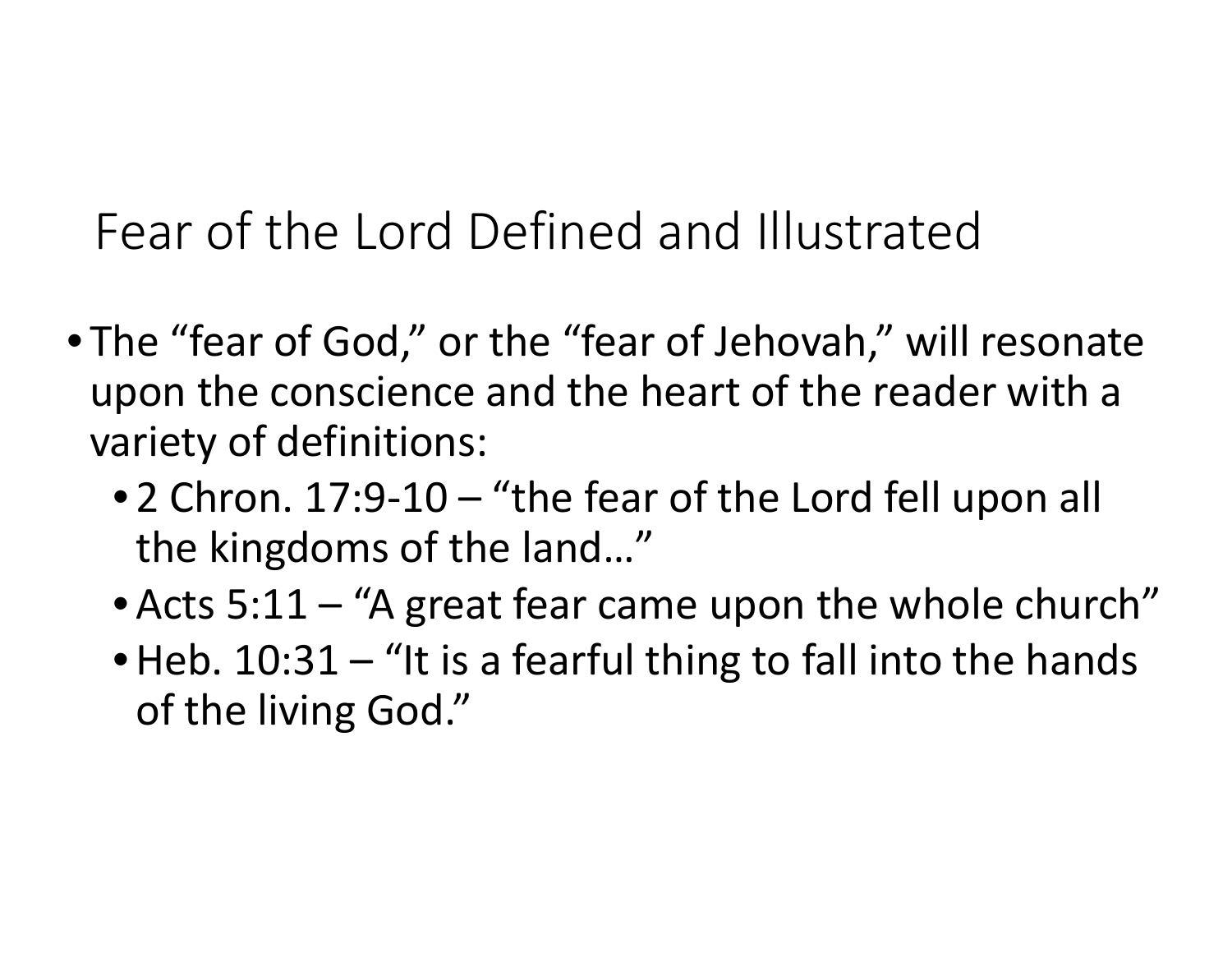# Fear of the Lord Defined and Illustrated

- The "fear of God," or the "fear of Jehovah," will resonate upon the conscience and the heart of the reader with a variety of definitions:
  - 2 Chron. 17:9-10 – "the fear of the Lord fell upon all the kingdoms of the land…"
  - Acts 5:11 – "A great fear came upon the whole church"
  - Heb. 10:31 – "It is a fearful thing to fall into the hands of the living God."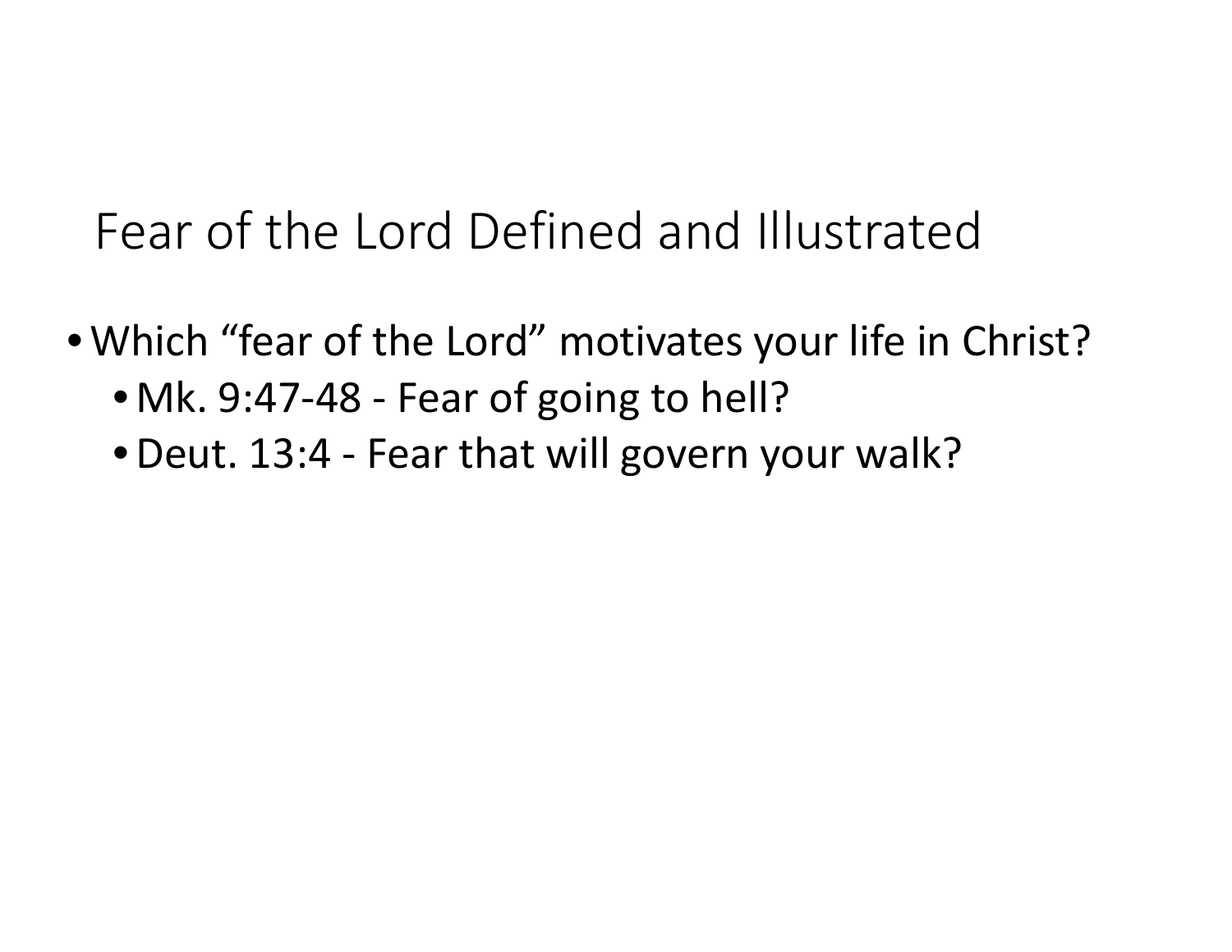# Fear of the Lord Defined and Illustrated

- Which “fear of the Lord” motivates your life in Christ?
  - Mk. 9:47-48 - Fear of going to hell?
  - Deut. 13:4 - Fear that will govern your walk?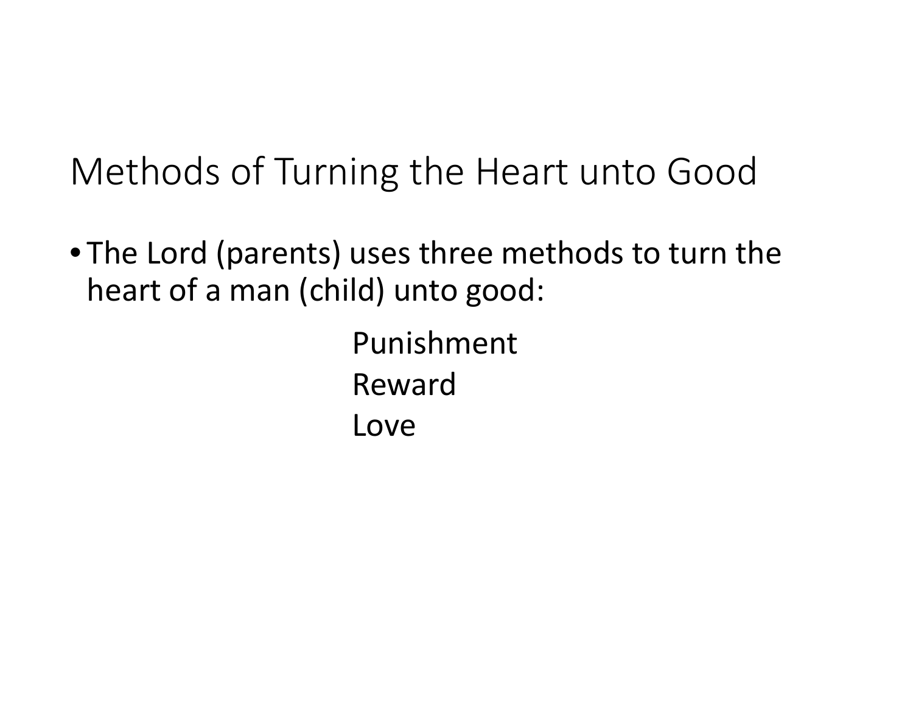# Methods of Turning the Heart unto Good

- The Lord (parents) uses three methods to turn the heart of a man (child) unto good:

  Punishment
  Reward
  Love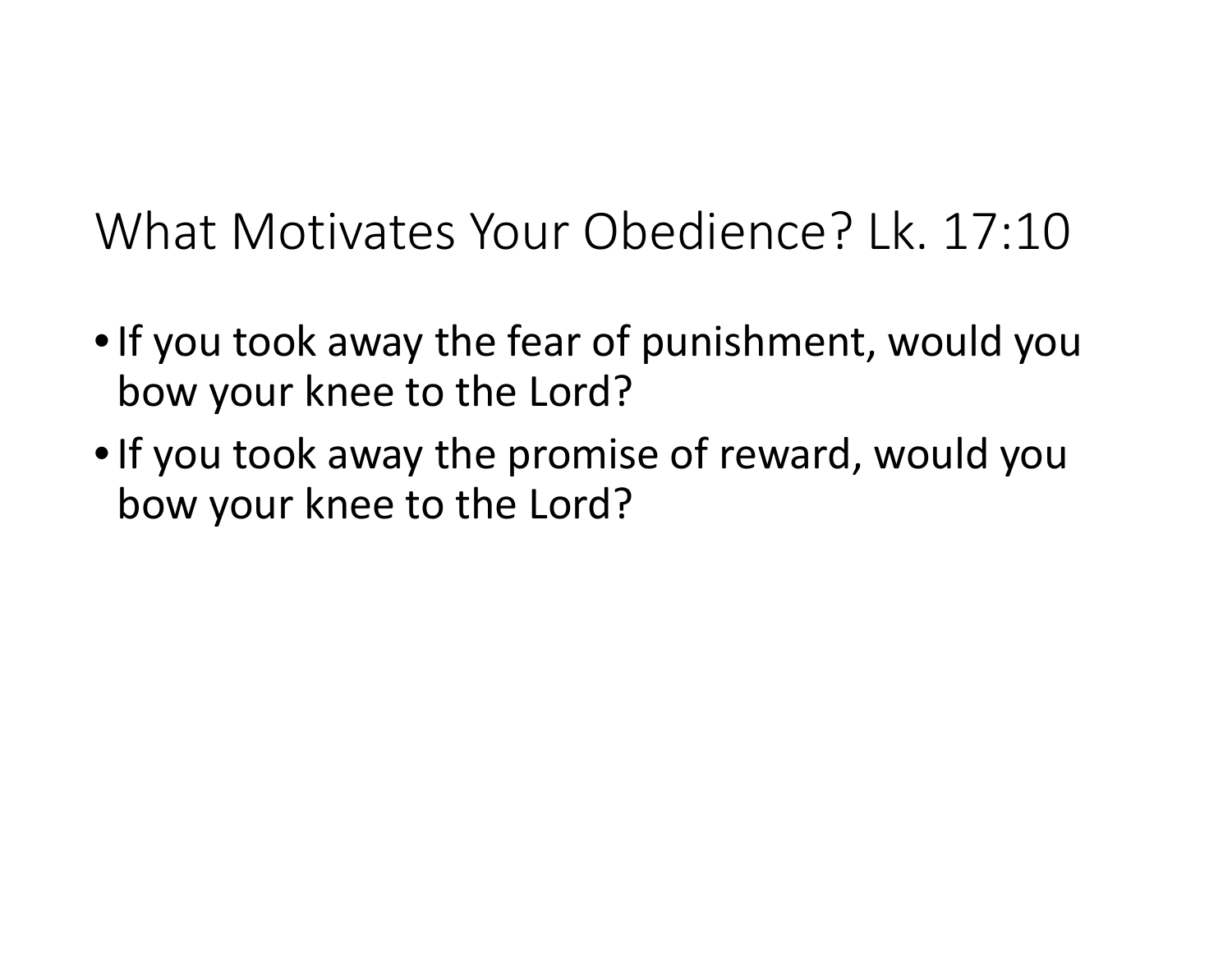# What Motivates Your Obedience? Lk. 17:10

- If you took away the fear of punishment, would you bow your knee to the Lord?
- If you took away the promise of reward, would you bow your knee to the Lord?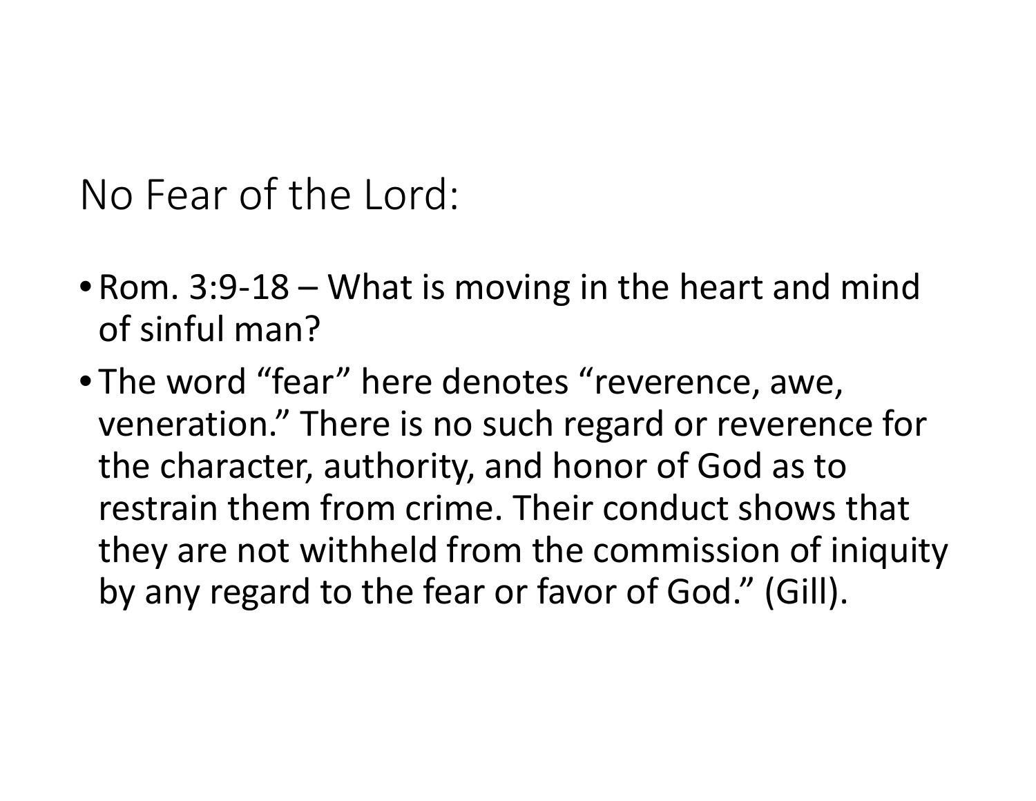# No Fear of the Lord:

- Rom. 3:9-18 – What is moving in the heart and mind of sinful man?
- The word "fear" here denotes "reverence, awe, veneration." There is no such regard or reverence for the character, authority, and honor of God as to restrain them from crime. Their conduct shows that they are not withheld from the commission of iniquity by any regard to the fear or favor of God." (Gill).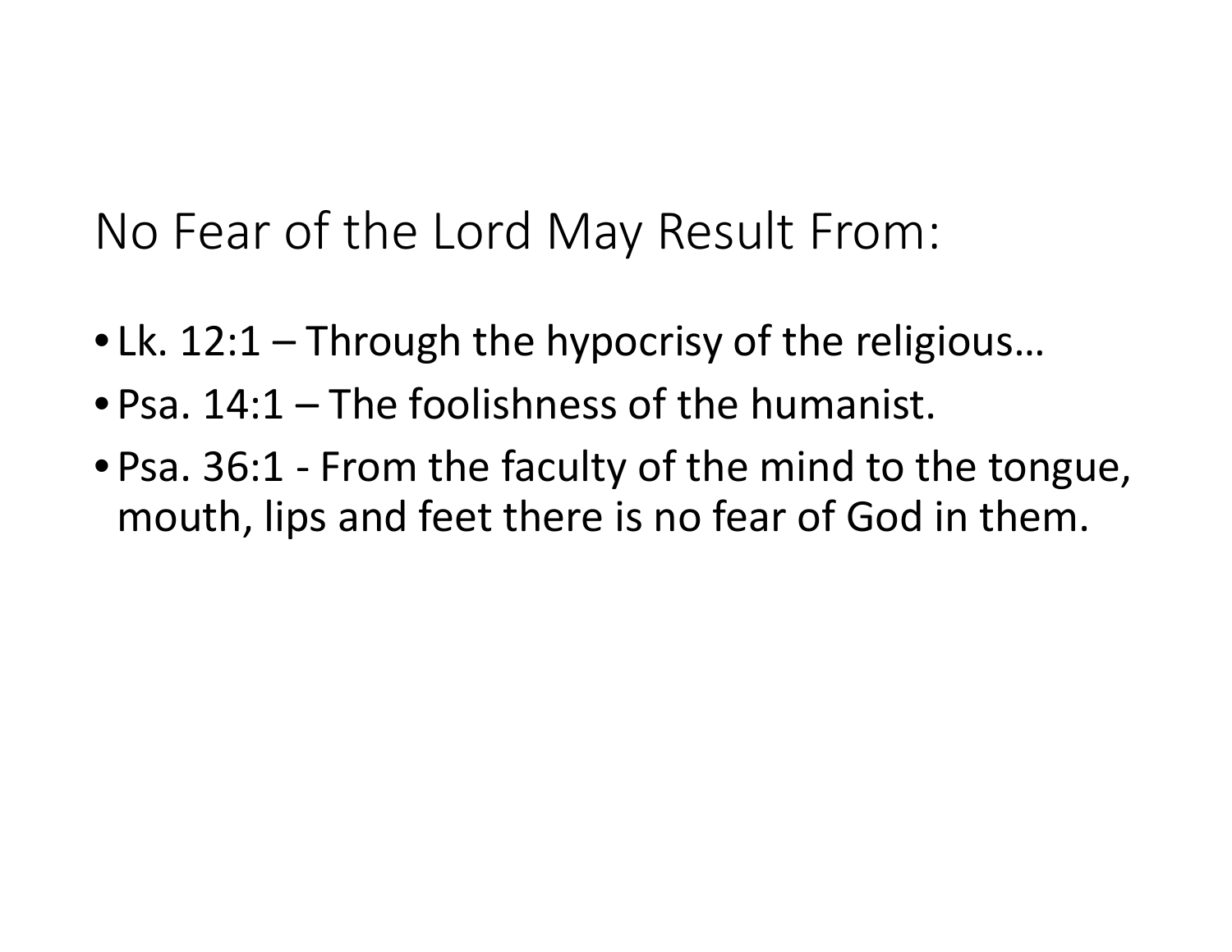# No Fear of the Lord May Result From:

- Lk. 12:1 – Through the hypocrisy of the religious…
- Psa. 14:1 – The foolishness of the humanist.
- Psa. 36:1 - From the faculty of the mind to the tongue, mouth, lips and feet there is no fear of God in them.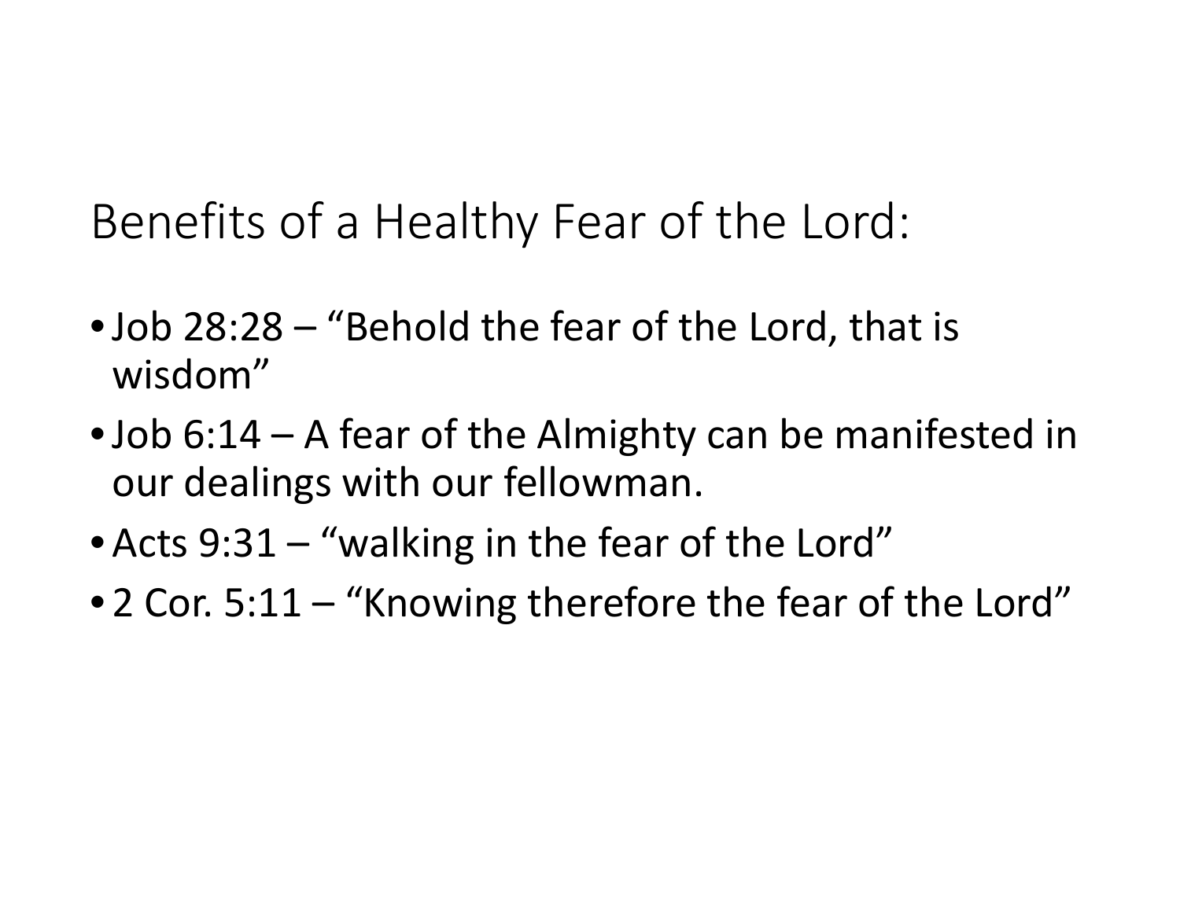# Benefits of a Healthy Fear of the Lord:

- Job 28:28 – "Behold the fear of the Lord, that is wisdom"
- Job 6:14 – A fear of the Almighty can be manifested in our dealings with our fellowman.
- Acts 9:31 – "walking in the fear of the Lord"
- 2 Cor. 5:11 – "Knowing therefore the fear of the Lord"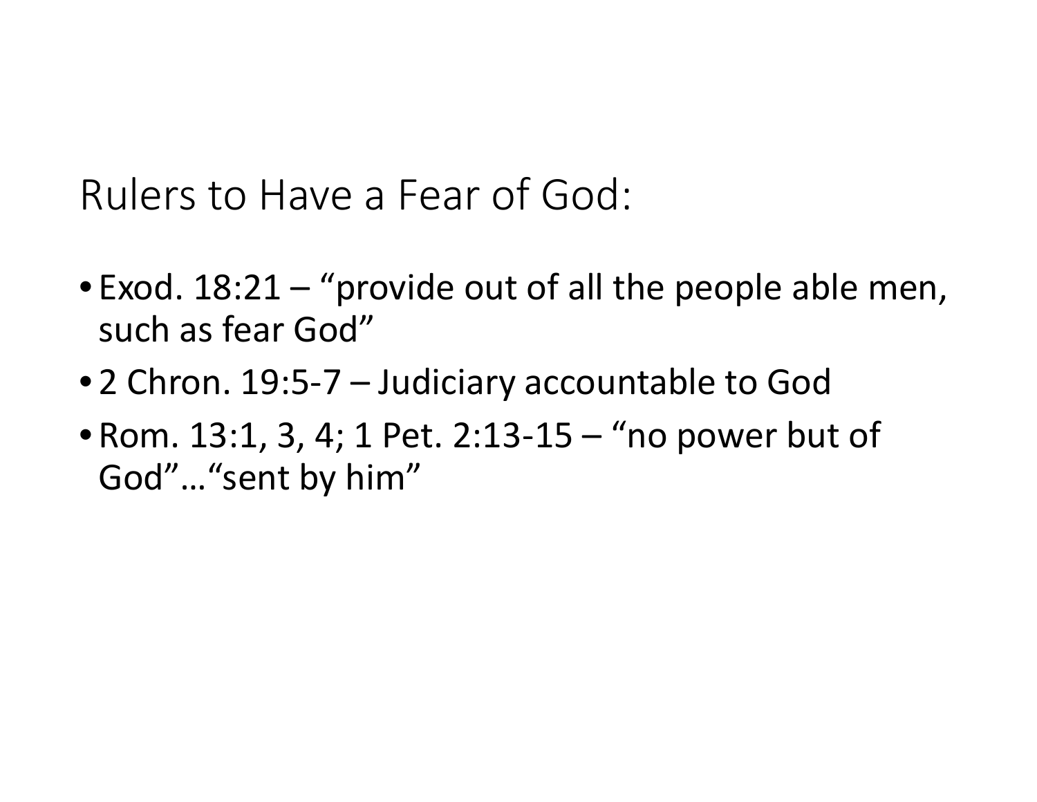## Rulers to Have a Fear of God:

- Exod. 18:21 – "provide out of all the people able men, such as fear God"
- 2 Chron. 19:5-7 – Judiciary accountable to God
- Rom. 13:1, 3, 4; 1 Pet. 2:13-15 – "no power but of God"…"sent by him"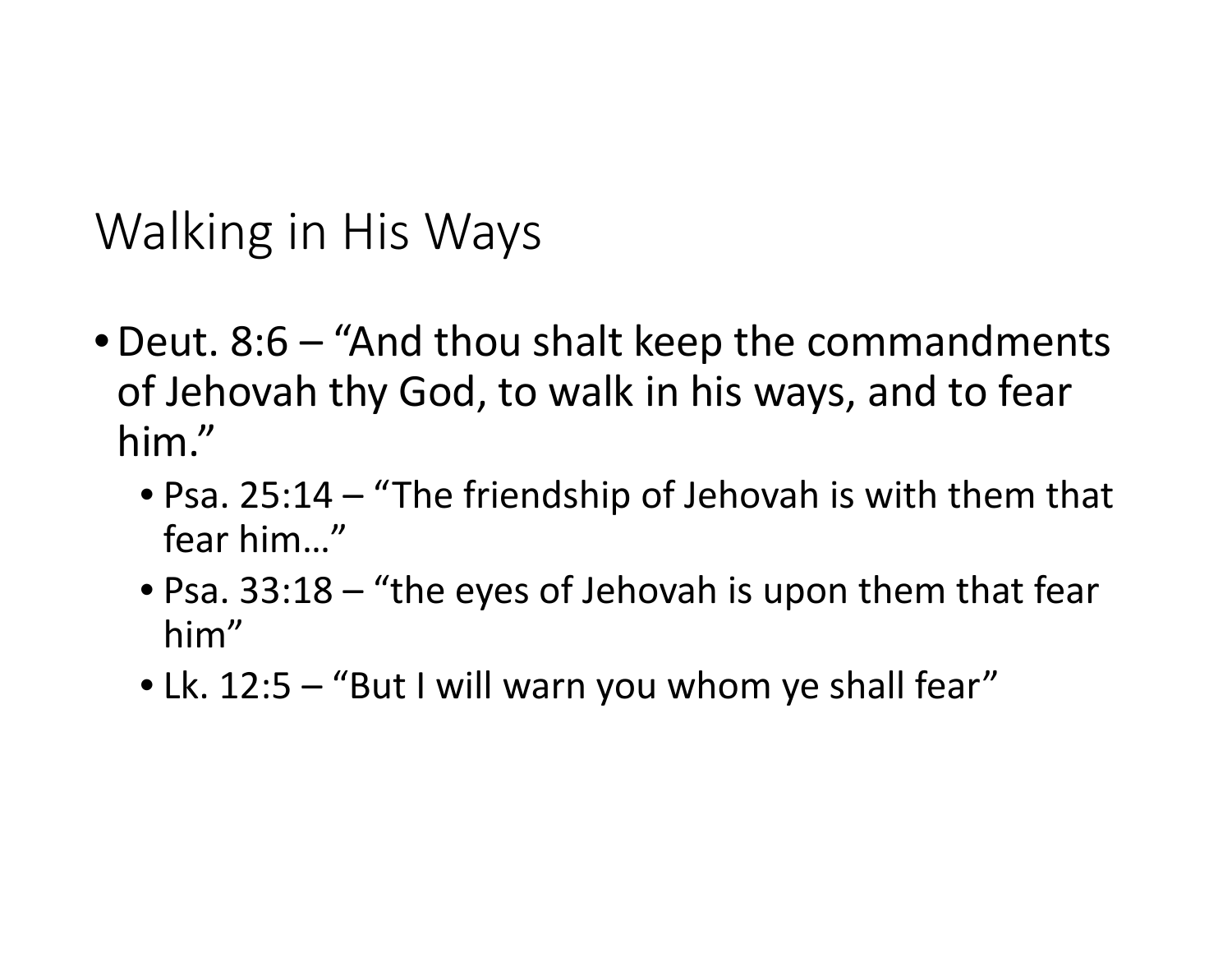# Walking in His Ways

- Deut. 8:6 – “And thou shalt keep the commandments of Jehovah thy God, to walk in his ways, and to fear him.”
  - Psa. 25:14 – “The friendship of Jehovah is with them that fear him…”
  - Psa. 33:18 – “the eyes of Jehovah is upon them that fear him”
  - Lk. 12:5 – “But I will warn you whom ye shall fear”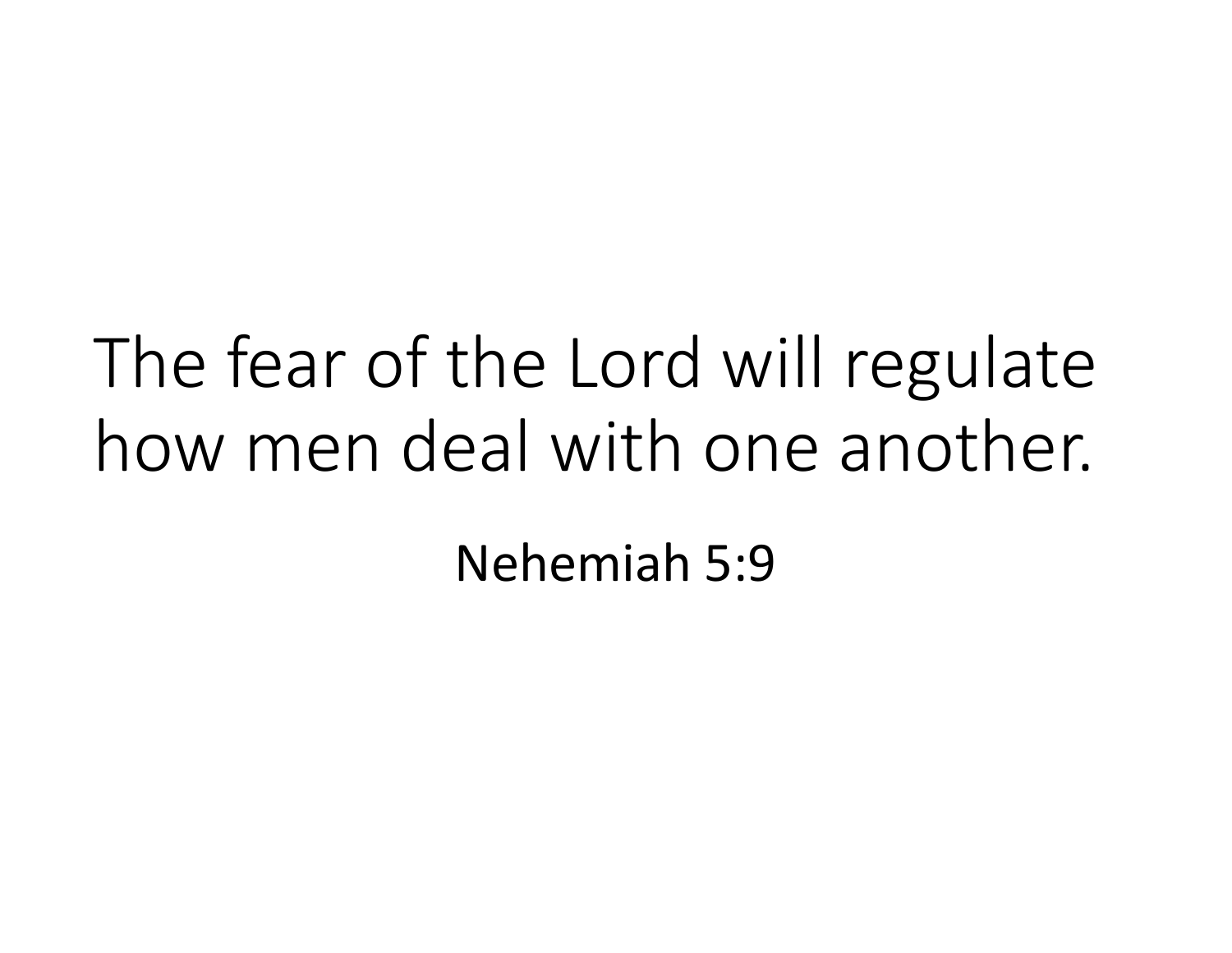The fear of the Lord will regulate how men deal with one another.

Nehemiah 5:9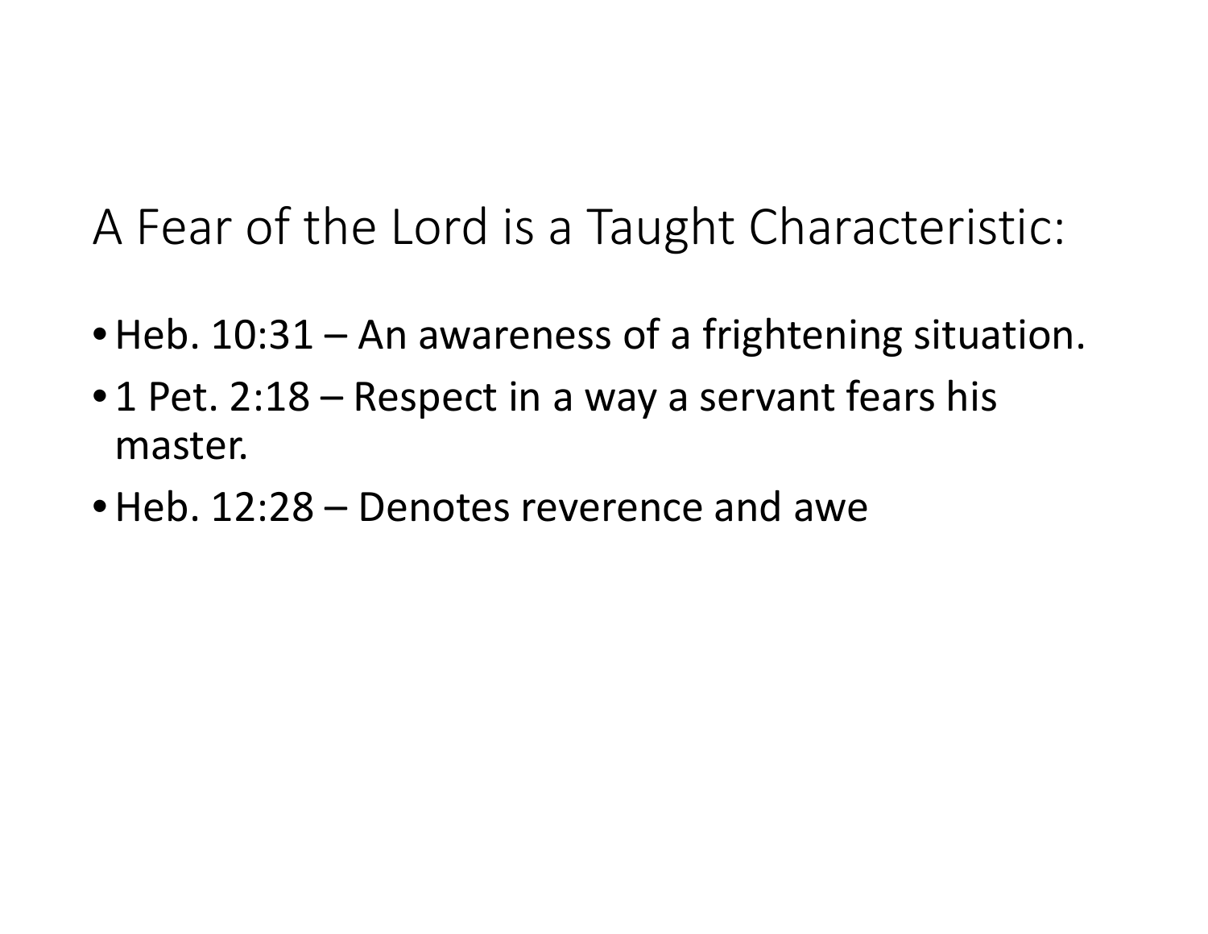# A Fear of the Lord is a Taught Characteristic:

- Heb. 10:31 – An awareness of a frightening situation.
- 1 Pet. 2:18 – Respect in a way a servant fears his master.
- Heb. 12:28 – Denotes reverence and awe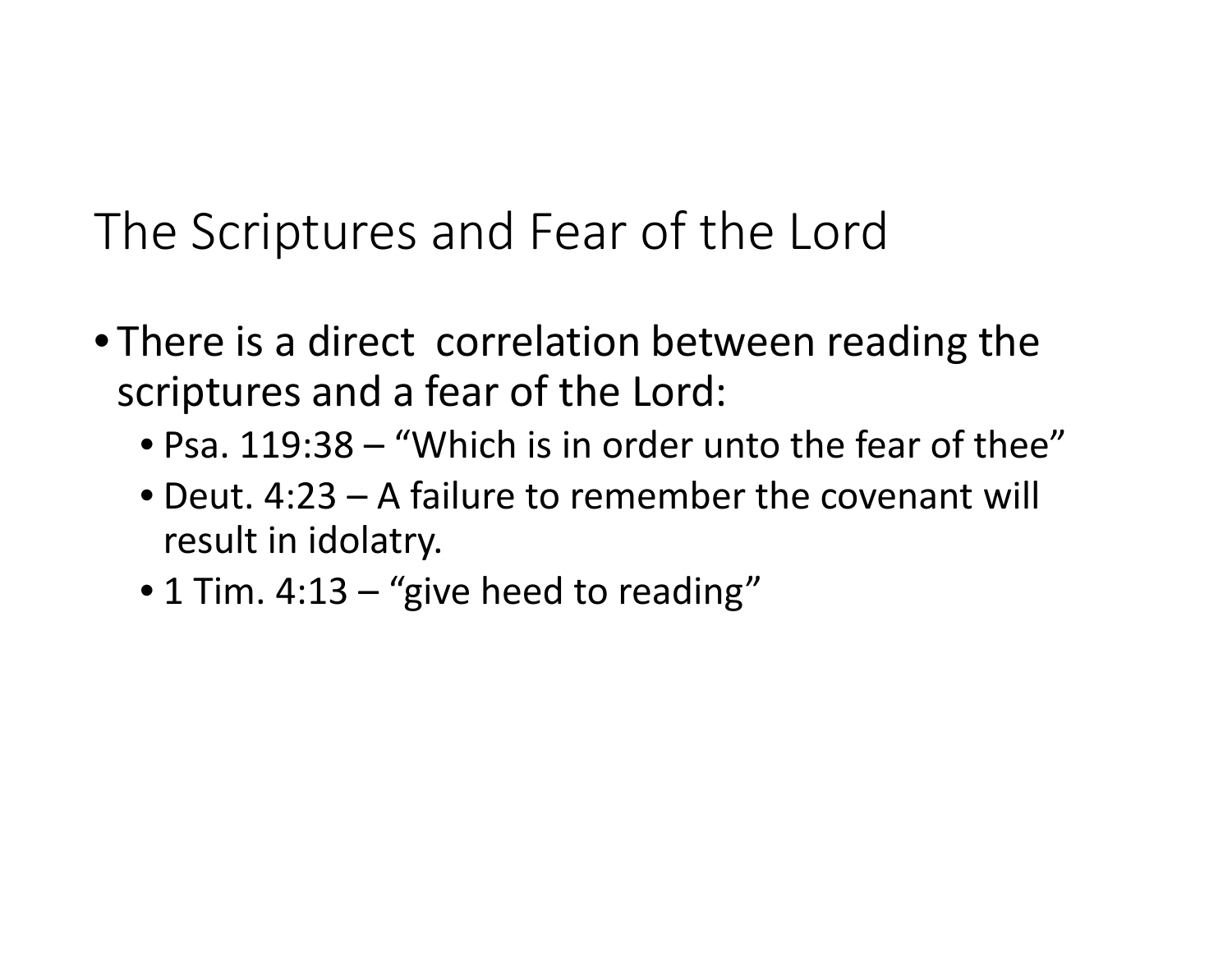# The Scriptures and Fear of the Lord

- There is a direct correlation between reading the scriptures and a fear of the Lord:
  - Psa. 119:38 – "Which is in order unto the fear of thee"
  - Deut. 4:23 – A failure to remember the covenant will result in idolatry.
  - 1 Tim. 4:13 – "give heed to reading"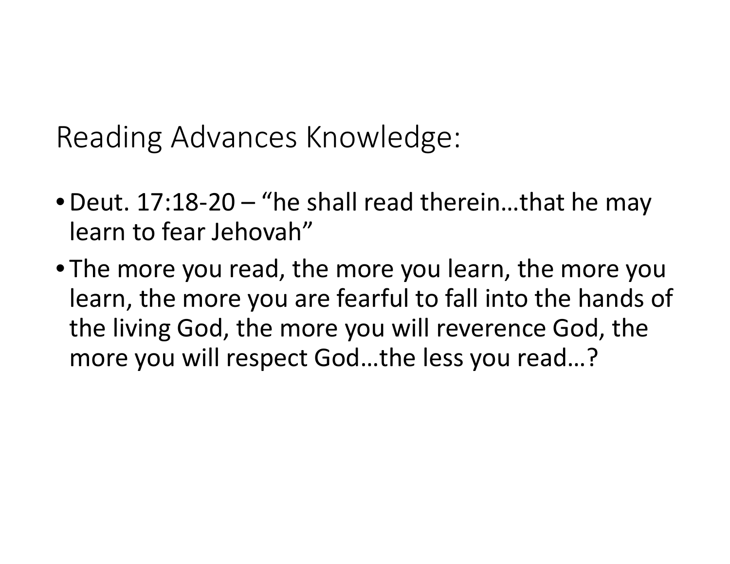# Reading Advances Knowledge:

- Deut. 17:18-20 – "he shall read therein…that he may learn to fear Jehovah"
- The more you read, the more you learn, the more you learn, the more you are fearful to fall into the hands of the living God, the more you will reverence God, the more you will respect God…the less you read…?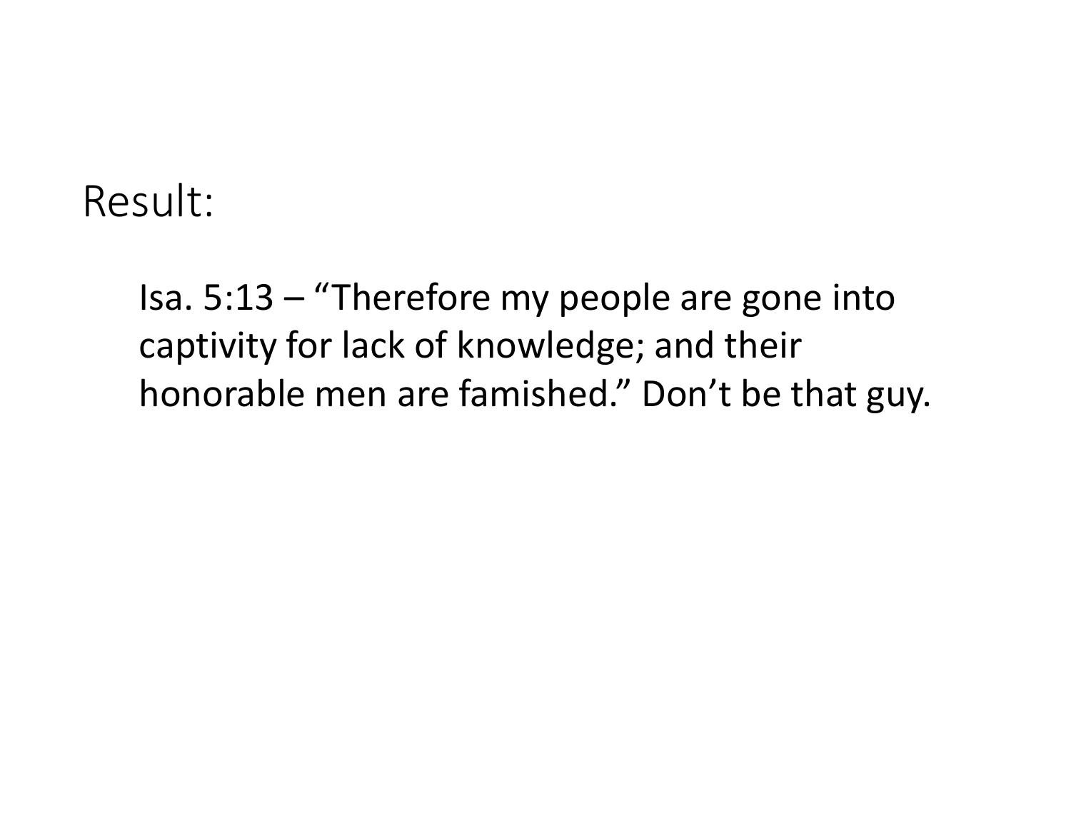# Result:

Isa. 5:13 – “Therefore my people are gone into captivity for lack of knowledge; and their honorable men are famished.” Don’t be that guy.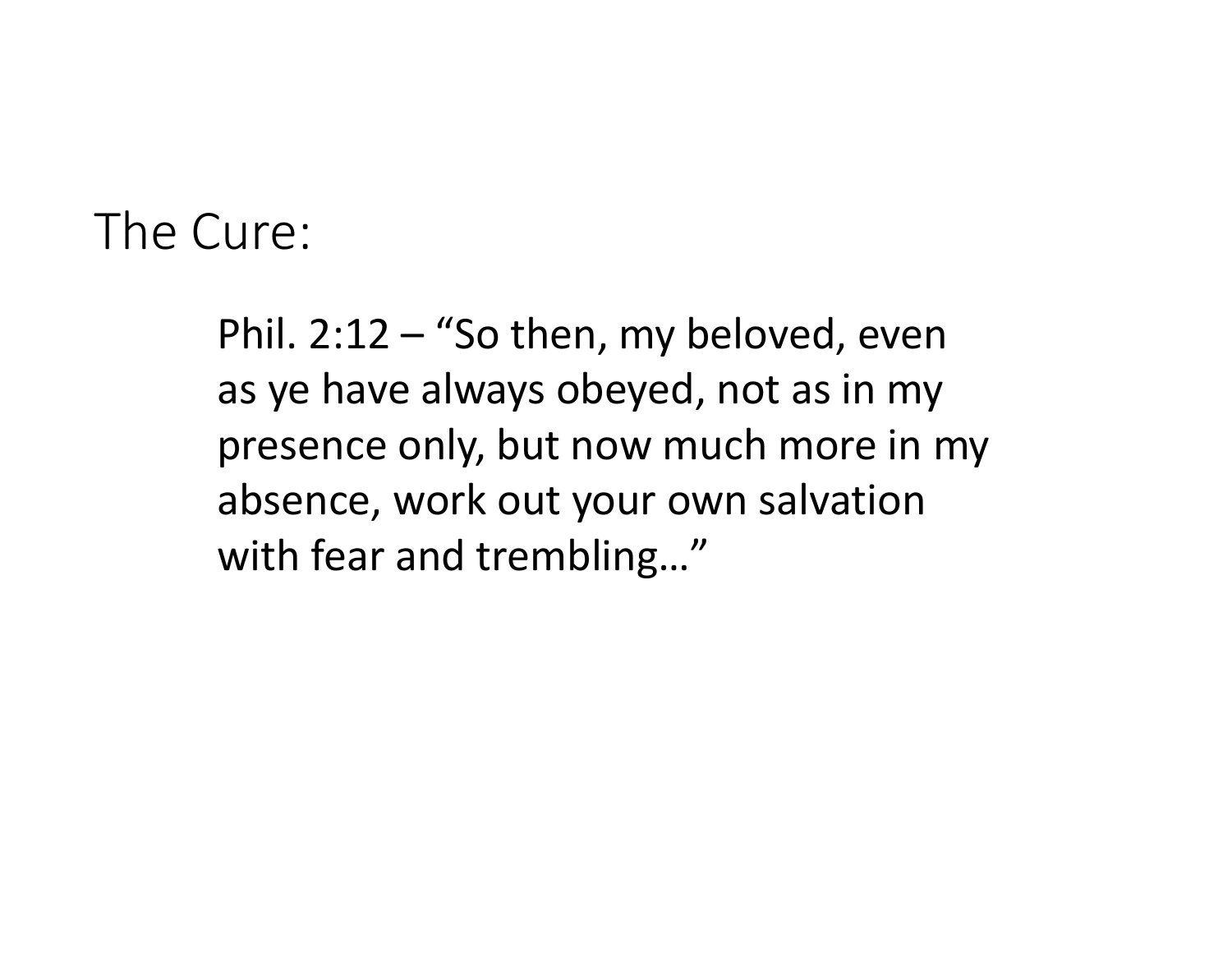# The Cure:

Phil. 2:12 – "So then, my beloved, even as ye have always obeyed, not as in my presence only, but now much more in my absence, work out your own salvation with fear and trembling…"